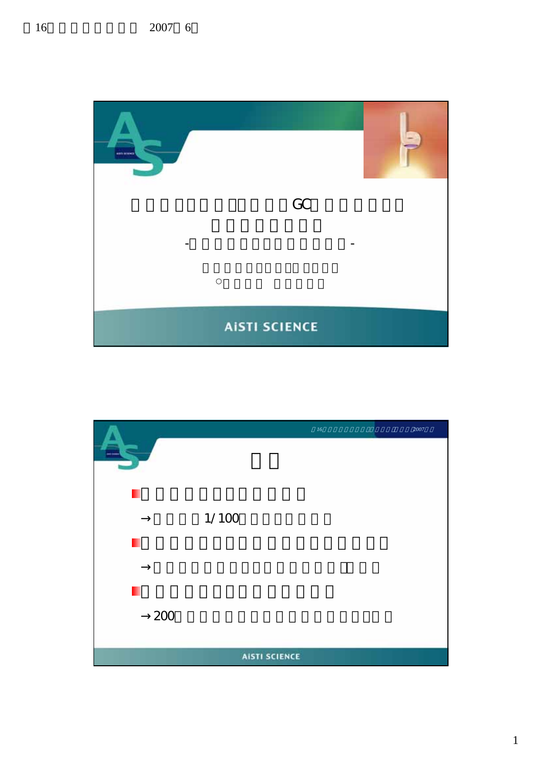GC

AiSTI SCIENCE

→ 1/100

→

→ 200

AiSTI SCIENCE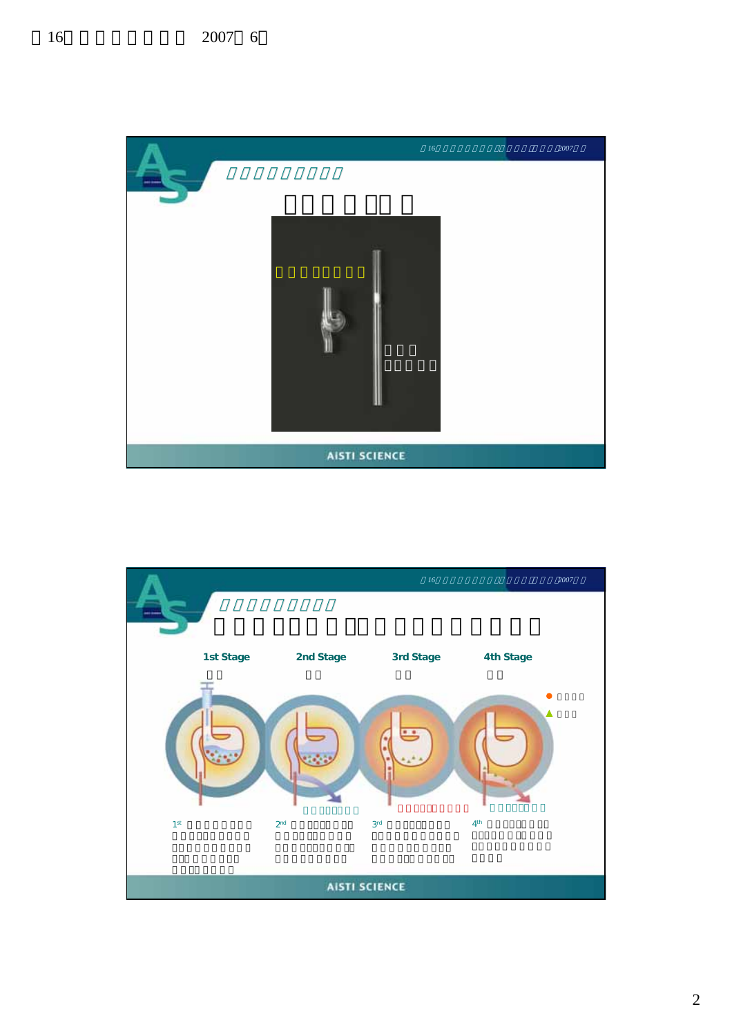1st Stage

2nd Stage

3rd Stage

4th Stage

AISTI SCIENCE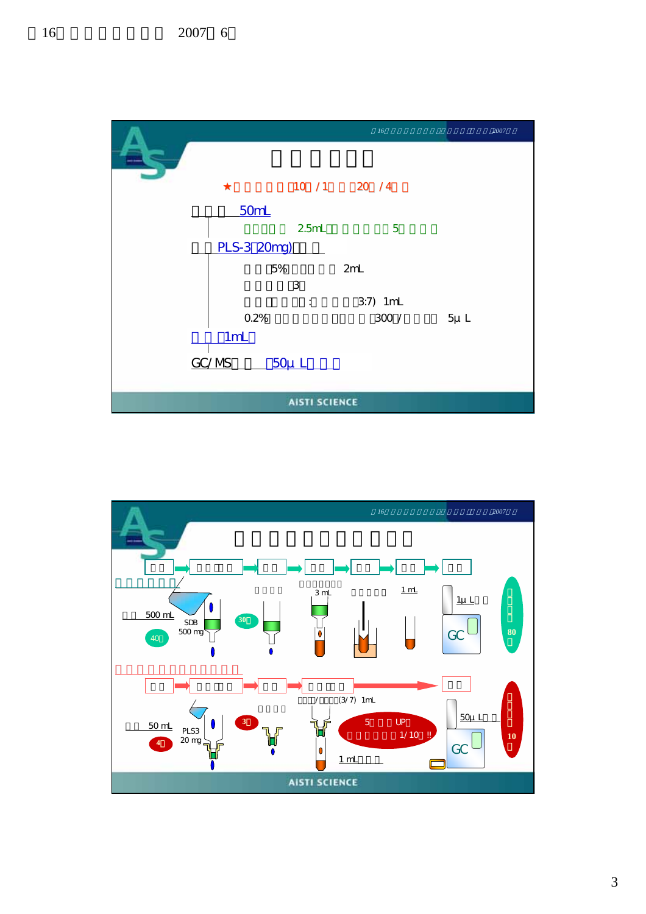## 分析フロー

★ 

50mL

2.5mL 5

PLS-3 20mg)

5% 2mL

3

:(3:7) 1mL

0.2% 300/ 5μL

1mL

GC/MS 50μL

AISTI SCIENCE

---

500 mL

SDB 500 mg

40

30

3 mL

1 mL

1μL

GC

80

50 mL

PLS3 20 mg

4

3

/(3/7) 1mL

5 UP

1/10 !!

1 mL

50μL

GC

10

AISTI SCIENCE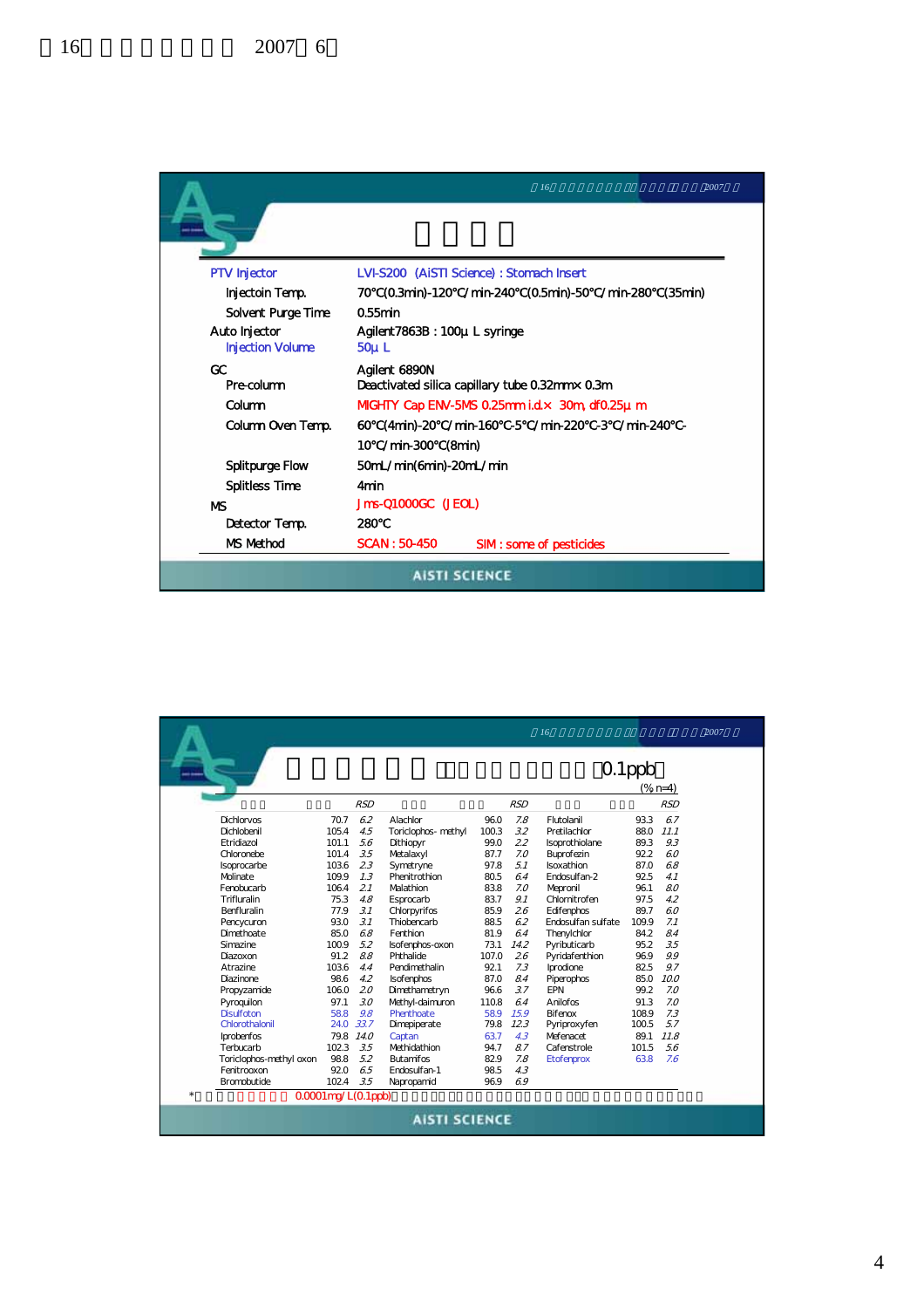## 分析条件

| | |
|---|---|
| PTV Injector | LVI-S200 (AiSTI Science) : Stomach Insert |
| Injectoin Temp. | 70°C(0.3min)-120°C/min-240°C(0.5min)-50°C/min-280°C(35min) |
| Solvent Purge Time | 0.55min |
| Auto Injector | Agilent7863B : 100μL syringe |
| Injection Volume | 50μL |
| GC | Agilent 6890N |
| Pre-column | Deactivated silica capillary tube 0.32mm× 0.3m |
| Column | MIGHTY Cap ENV-5MS 0.25mm i.d.× 30m, df0.25μm |
| Column Oven Temp. | 60°C(4min)-20°C/min-160°C-5°C/min-220°C-3°C/min-240°C-10°C/min-300°C(8min) |
| Splitpurge Flow | 50mL/min(6min)-20mL/min |
| Splitless Time | 4min |
| MS | Jms-Q1000GC (JEOL) |
| Detector Temp. | 280°C |
| MS Method | SCAN : 50-450　　SIM : some of pesticides |

## 添加回収試験（0.1ppb）

(% n=4)

| 農薬名 | 回収率 | RSD | 農薬名 | 回収率 | RSD | 農薬名 | 回収率 | RSD |
|---|---|---|---|---|---|---|---|---|
| Dichlorvos | 70.7 | 6.2 | Alachlor | 96.0 | 7.8 | Flutolanil | 93.3 | 6.7 |
| Dichlobenil | 105.4 | 4.5 | Toriclophos- methyl | 100.3 | 3.2 | Pretilachlor | 88.0 | 11.1 |
| Etridiazol | 101.1 | 5.6 | Dithiopyr | 99.0 | 2.2 | Isoprothiolane | 89.3 | 9.3 |
| Chloronebe | 101.4 | 3.5 | Metalaxyl | 87.7 | 7.0 | Buprofezin | 92.2 | 6.0 |
| Isoprocarbe | 103.6 | 2.3 | Symetryne | 97.8 | 5.1 | Isoxathion | 87.0 | 6.8 |
| Molinate | 109.9 | 1.3 | Phenitrothion | 80.5 | 6.4 | Endosulfan-2 | 92.5 | 4.1 |
| Fenobucarb | 106.4 | 2.1 | Malathion | 83.8 | 7.0 | Mepronil | 96.1 | 8.0 |
| Trifluralin | 75.3 | 4.8 | Esprocarb | 83.7 | 9.1 | Chlornitrofen | 97.5 | 4.2 |
| Benfluralin | 77.9 | 3.1 | Chlorpyrifos | 85.9 | 2.6 | Edifenphos | 89.7 | 6.0 |
| Pencycuron | 93.0 | 3.1 | Thiobencarb | 88.5 | 6.2 | Endosulfan sulfate | 109.9 | 7.1 |
| Dimethoate | 85.0 | 6.8 | Fenthion | 81.9 | 6.4 | Thenylchlor | 84.2 | 8.4 |
| Simazine | 100.9 | 5.2 | Isofenphos-oxon | 73.1 | 14.2 | Pyributicarb | 95.2 | 3.5 |
| Diazoxon | 91.2 | 8.8 | Phthalide | 107.0 | 2.6 | Pyridafenthion | 96.9 | 9.9 |
| Atrazine | 103.6 | 4.4 | Pendimethalin | 92.1 | 7.3 | Iprodione | 82.5 | 9.7 |
| Diazinone | 98.6 | 4.2 | Isofenphos | 87.0 | 8.4 | Piperophos | 85.0 | 10.0 |
| Propyzamide | 106.0 | 2.0 | Dimethametryn | 96.6 | 3.7 | EPN | 99.2 | 7.0 |
| Pyroquilon | 97.1 | 3.0 | Methyl-daimuron | 110.8 | 6.4 | Anilofos | 91.3 | 7.0 |
| Disulfoton | 58.8 | 9.8 | Phenthoate | 58.9 | 15.9 | Bifenox | 108.9 | 7.3 |
| Chlorothalonil | 24.0 | 33.7 | Dimepiperate | 79.8 | 12.3 | Pyriproxyfen | 100.5 | 5.7 |
| Iprobenfos | 79.8 | 14.0 | Captan | 63.7 | 4.3 | Mefenacet | 89.1 | 11.8 |
| Terbucarb | 102.3 | 3.5 | Methidathion | 94.7 | 8.7 | Cafenstrole | 101.5 | 5.6 |
| Toriclophos-methyl oxon | 98.8 | 5.2 | Butamifos | 82.9 | 7.8 | Etofenprox | 63.8 | 7.6 |
| Fenitrooxon | 92.0 | 6.5 | Endosulfan-1 | 98.5 | 4.3 | | | |
| Bromobutide | 102.4 | 3.5 | Napropamid | 96.9 | 6.9 | | | |

*各農薬を水道水に0.0001mg/L(0.1ppb)になるように添加し、回収率を求めた。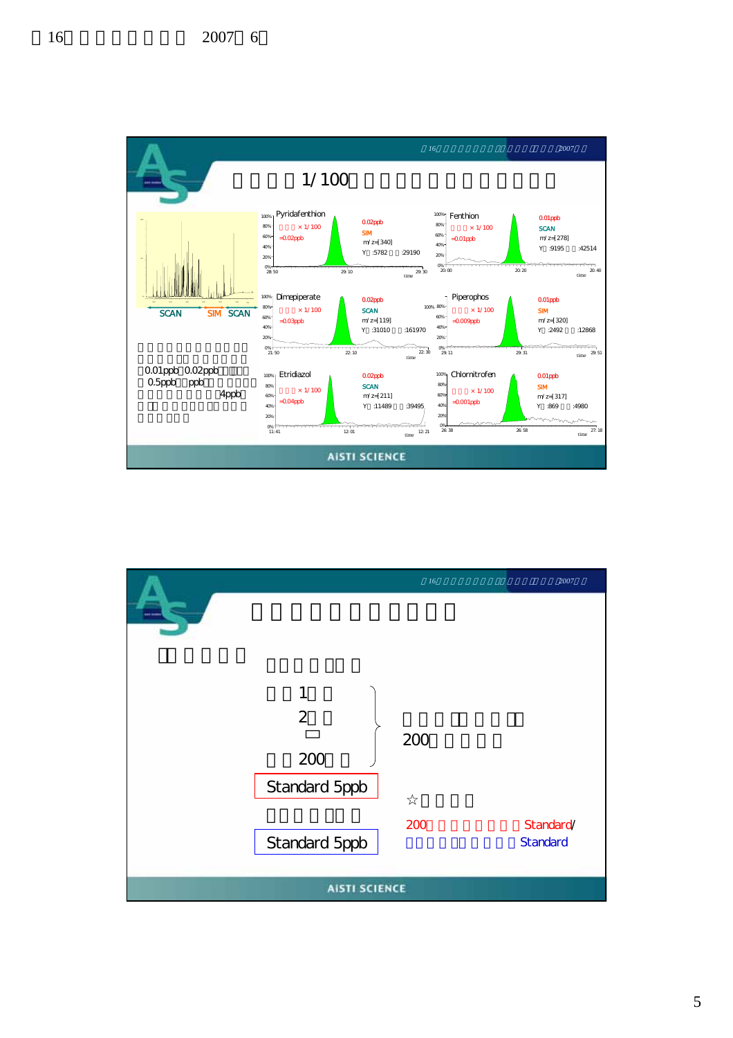## 1/100

Pyridafenthion

× 1/100 =0.02ppb

0.02ppb SIM m/z=[340] Y :5782 :29190

Fenthion

× 1/100 =0.01ppb

0.01ppb SCAN m/z=[278] Y :9195 :42514

Dimepiperate

× 1/100 =0.03ppb

0.02ppb SCAN m/z=[119] Y :31010 :161970

Piperophos

× 1/100 =0.009ppb

0.01ppb SIM m/z=[320] Y :2492 :12868

Etridiazol

× 1/100 =0.04ppb

0.02ppb SCAN m/z=[211] Y :11489 :39495

Chlornitrofen

× 1/100 =0.001ppb

0.01ppb SIM m/z=[317] Y :869 :4980

SCAN SIM SCAN

0.01ppb 0.02ppb

0.5ppb ppb

4ppb

AISTI SCIENCE

---

1

2

200

Standard 5ppb

Standard 5ppb

200

☆

200 Standard/

Standard

AISTI SCIENCE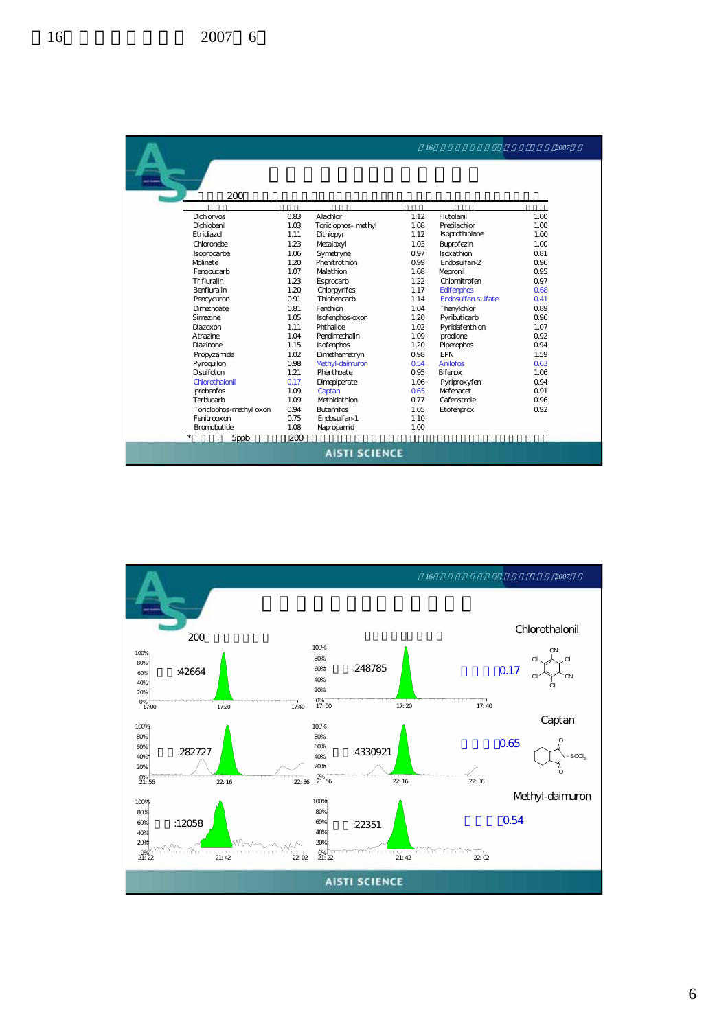| | | | | | |
|---|---|---|---|---|---|
| Dichlorvos | 0.83 | Alachlor | 1.12 | Flutolanil | 1.00 |
| Dichlobenil | 1.03 | Toriclophos- methyl | 1.08 | Pretilachlor | 1.00 |
| Etridiazol | 1.11 | Dithiopyr | 1.12 | Isoprothiolane | 1.00 |
| Chloronebe | 1.23 | Metalaxyl | 1.03 | Buprofezin | 1.00 |
| Isoprocarbe | 1.06 | Symetryne | 0.97 | Isoxathion | 0.81 |
| Molinate | 1.20 | Phenitrothion | 0.99 | Endosulfan-2 | 0.96 |
| Fenobucarb | 1.07 | Malathion | 1.08 | Mepronil | 0.95 |
| Trifluralin | 1.23 | Esprocarb | 1.22 | Chlornitrofen | 0.97 |
| Benfluralin | 1.20 | Chlorpyrifos | 1.17 | Edifenphos | 0.68 |
| Pencycuron | 0.91 | Thiobencarb | 1.14 | Endosulfan sulfate | 0.41 |
| Dimethoate | 0.81 | Fenthion | 1.04 | Thenylchlor | 0.89 |
| Simazine | 1.05 | Isofenphos-oxon | 1.20 | Pyributicarb | 0.96 |
| Diazoxon | 1.11 | Phthalide | 1.02 | Pyridafenthion | 1.07 |
| Atrazine | 1.04 | Pendimethalin | 1.09 | Iprodione | 0.92 |
| Diazinone | 1.15 | Isofenphos | 1.20 | Piperophos | 0.94 |
| Propyzamide | 1.02 | Dimethametryn | 0.98 | EPN | 1.59 |
| Pyroquilon | 0.98 | Methyl-daimuron | 0.54 | Anilofos | 0.63 |
| Disulfoton | 1.21 | Phenthoate | 0.95 | Bifenox | 1.06 |
| Chlorothalonil | 0.17 | Dimepiperate | 1.06 | Pyriproxyfen | 0.94 |
| Iprobenfos | 1.09 | Captan | 0.65 | Mefenacet | 0.91 |
| Terbucarb | 1.09 | Methidathion | 0.77 | Cafenstrole | 0.96 |
| Toriclophos-methyl oxon | 0.94 | Butamifos | 1.05 | Etofenprox | 0.92 |
| Fenitrooxon | 0.75 | Endosulfan-1 | 1.10 | | |
| Bromobutide | 1.08 | Napropamid | 1.00 | | |

* 5ppb 200

200

:42664

:248785

0.17

Chlorothalonil

:282727

:4330921

0.65

Captan

:12058

:22351

0.54

Methyl-daimuron

AISTI SCIENCE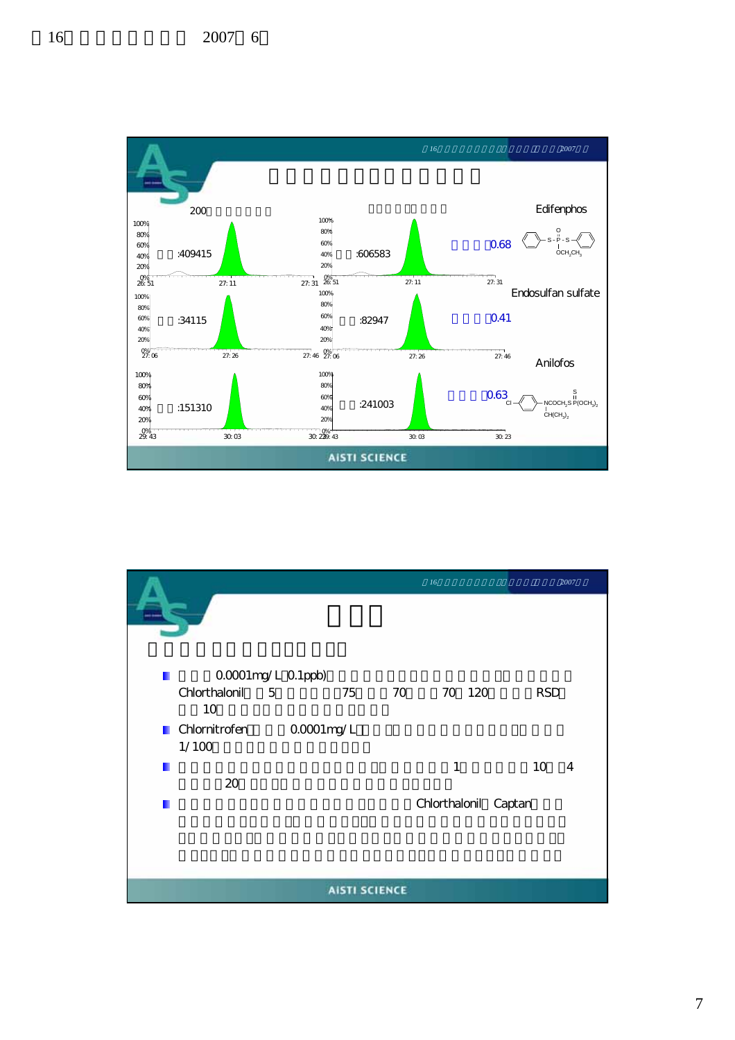200

Edifenphos

:409415

:606583

0.68

Endosulfan sulfate

:34115

:82947

0.41

Anilofos

:151310

:241003

0.63

AISTI SCIENCE

- 0.0001mg/L 0.1ppb)
  Chlorthalonil 5 75 70 70 120 RSD
  10
- Chlornitrofen 0.0001mg/L
  1/100
- 1 10 4
  20
- Chlorthalonil Captan

AISTI SCIENCE